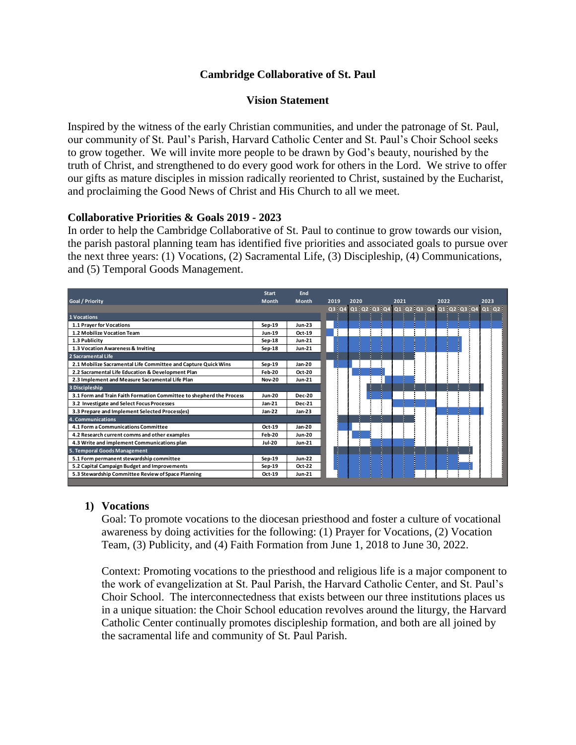# Cambridge Collaborative of St. Paul

## Vision Statement

Inspired by the witness of the early Christian communities, and under the patronage of St. Paul, our community of St. Paul's Parish, Harvard Catholic Center and St. Paul's Choir School seeks to grow together. We will invite more people to be drawn by God's beauty, nourished by the truth of Christ, and strengthened to do every good work for others in the Lord. We strive to offer our gifts as mature disciples in mission radically reoriented to Christ, sustained by the Eucharist, and proclaiming the Good News of Christ and His Church to all we meet.

### Collaborative Priorities & Goals 2019 - 2023

In order to help the Cambridge Collaborative of St. Paul to continue to grow towards our vision, the parish pastoral planning team has identified five priorities and associated goals to pursue over the next three years: (1) Vocations, (2) Sacramental Life, (3) Discipleship, (4) Communications, and (5) Temporal Goods Management.

| Goal / Priority | Start Month | End Month |
|---|---|---|
| **1 Vocations** | | |
| 1.1 Prayer for Vocations | Sep-19 | Jun-23 |
| 1.2 Mobilize Vocation Team | Jun-19 | Oct-19 |
| 1.3 Publicity | Sep-18 | Jun-21 |
| 1.3 Vocation Awareness & Inviting | Sep-18 | Jun-21 |
| **2 Sacramental Life** | | |
| 2.1 Mobilize Sacramental Life Committee and Capture Quick Wins | Sep-19 | Jan-20 |
| 2.2 Sacramental Life Education & Development Plan | Feb-20 | Oct-20 |
| 2.3 Implement and Measure Sacramental Life Plan | Nov-20 | Jun-21 |
| **3 Discipleship** | | |
| 3.1 Form and Train Faith Formation Committee to shepherd the Process | Jun-20 | Dec-20 |
| 3.2 Investigate and Select Focus Processes | Jan-21 | Dec-21 |
| 3.3 Prepare and Implement Selected Process(es) | Jan-22 | Jan-23 |
| **4. Communications** | | |
| 4.1 Form a Communications Committee | Oct-19 | Jan-20 |
| 4.2 Research current comms and other examples | Feb-20 | Jun-20 |
| 4.3 Write and implement Communications plan | Jul-20 | Jun-21 |
| **5. Temporal Goods Management** | | |
| 5.1 Form permanent stewardship committee | Sep-19 | Jun-22 |
| 5.2 Capital Campaign Budget and Improvements | Sep-19 | Oct-22 |
| 5.3 Stewardship Committee Review of Space Planning | Oct-19 | Jun-21 |

1) **Vocations**

   Goal: To promote vocations to the diocesan priesthood and foster a culture of vocational awareness by doing activities for the following: (1) Prayer for Vocations, (2) Vocation Team, (3) Publicity, and (4) Faith Formation from June 1, 2018 to June 30, 2022.

   Context: Promoting vocations to the priesthood and religious life is a major component to the work of evangelization at St. Paul Parish, the Harvard Catholic Center, and St. Paul's Choir School. The interconnectedness that exists between our three institutions places us in a unique situation: the Choir School education revolves around the liturgy, the Harvard Catholic Center continually promotes discipleship formation, and both are all joined by the sacramental life and community of St. Paul Parish.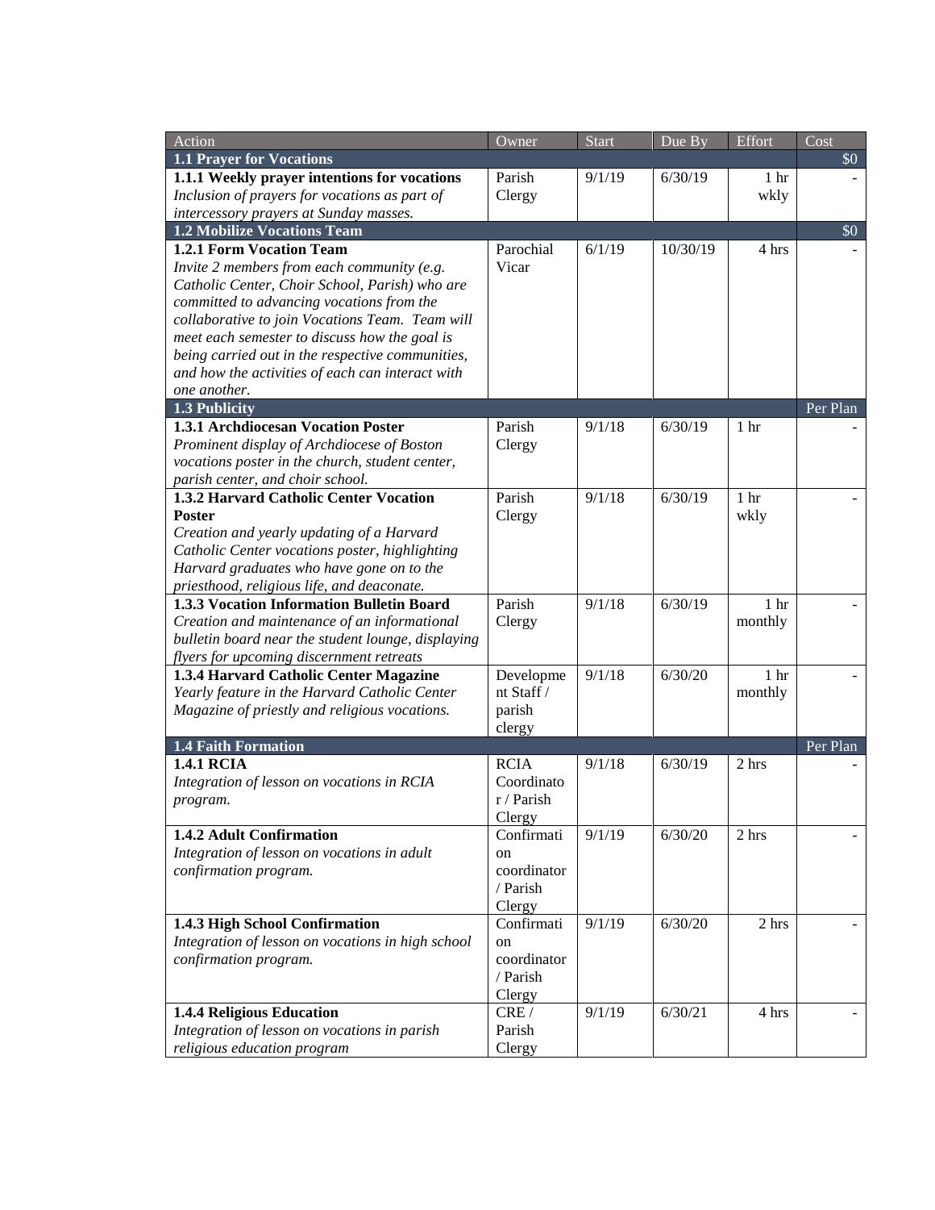| Action | Owner | Start | Due By | Effort | Cost |
|---|---|---|---|---|---|
| **1.1 Prayer for Vocations** | | | | | $0 |
| **1.1.1 Weekly prayer intentions for vocations** *Inclusion of prayers for vocations as part of intercessory prayers at Sunday masses.* | Parish Clergy | 9/1/19 | 6/30/19 | 1 hr wkly | - |
| **1.2 Mobilize Vocations Team** | | | | | $0 |
| **1.2.1 Form Vocation Team** *Invite 2 members from each community (e.g. Catholic Center, Choir School, Parish) who are committed to advancing vocations from the collaborative to join Vocations Team. Team will meet each semester to discuss how the goal is being carried out in the respective communities, and how the activities of each can interact with one another.* | Parochial Vicar | 6/1/19 | 10/30/19 | 4 hrs | - |
| **1.3 Publicity** | | | | | Per Plan |
| **1.3.1 Archdiocesan Vocation Poster** *Prominent display of Archdiocese of Boston vocations poster in the church, student center, parish center, and choir school.* | Parish Clergy | 9/1/18 | 6/30/19 | 1 hr | - |
| **1.3.2 Harvard Catholic Center Vocation Poster** *Creation and yearly updating of a Harvard Catholic Center vocations poster, highlighting Harvard graduates who have gone on to the priesthood, religious life, and deaconate.* | Parish Clergy | 9/1/18 | 6/30/19 | 1 hr wkly | - |
| **1.3.3 Vocation Information Bulletin Board** *Creation and maintenance of an informational bulletin board near the student lounge, displaying flyers for upcoming discernment retreats* | Parish Clergy | 9/1/18 | 6/30/19 | 1 hr monthly | - |
| **1.3.4 Harvard Catholic Center Magazine** *Yearly feature in the Harvard Catholic Center Magazine of priestly and religious vocations.* | Development Staff / parish clergy | 9/1/18 | 6/30/20 | 1 hr monthly | - |
| **1.4 Faith Formation** | | | | | Per Plan |
| **1.4.1 RCIA** *Integration of lesson on vocations in RCIA program.* | RCIA Coordinator / Parish Clergy | 9/1/18 | 6/30/19 | 2 hrs | - |
| **1.4.2 Adult Confirmation** *Integration of lesson on vocations in adult confirmation program.* | Confirmation coordinator / Parish Clergy | 9/1/19 | 6/30/20 | 2 hrs | - |
| **1.4.3 High School Confirmation** *Integration of lesson on vocations in high school confirmation program.* | Confirmation coordinator / Parish Clergy | 9/1/19 | 6/30/20 | 2 hrs | - |
| **1.4.4 Religious Education** *Integration of lesson on vocations in parish religious education program* | CRE / Parish Clergy | 9/1/19 | 6/30/21 | 4 hrs | - |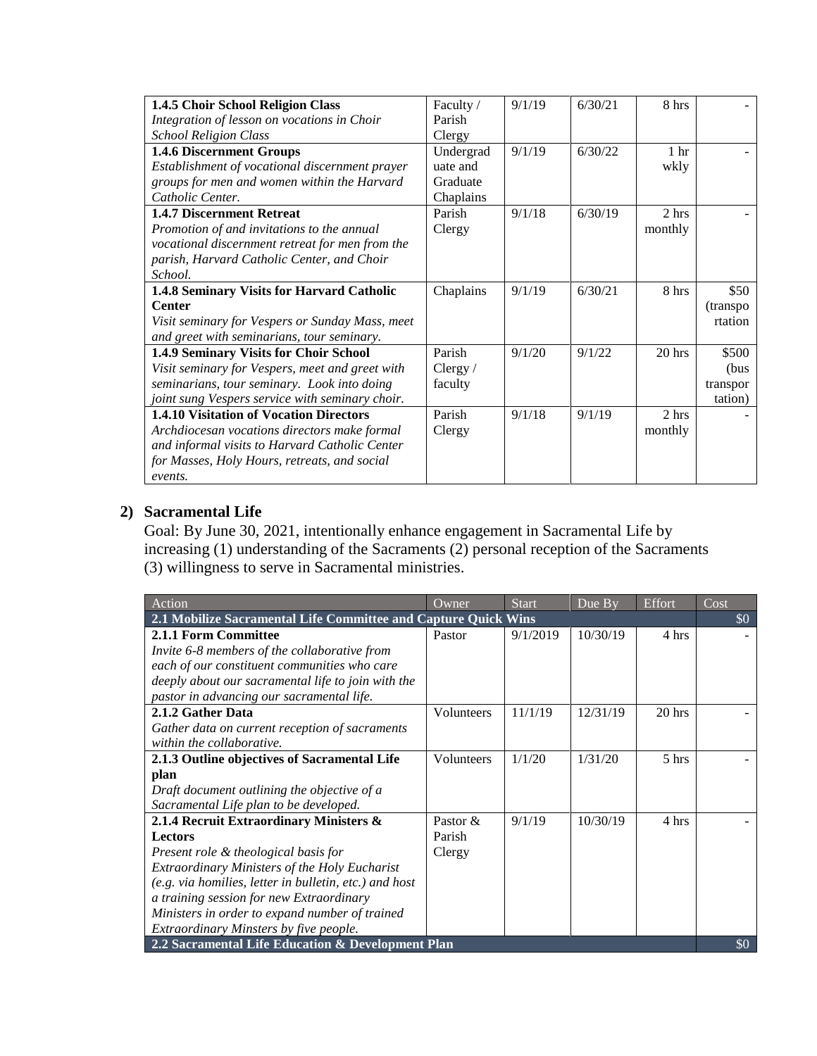| | | | | | |
|---|---|---|---|---|---|
| **1.4.5 Choir School Religion Class**<br>*Integration of lesson on vocations in Choir School Religion Class* | Faculty / Parish Clergy | 9/1/19 | 6/30/21 | 8 hrs | - |
| **1.4.6 Discernment Groups**<br>*Establishment of vocational discernment prayer groups for men and women within the Harvard Catholic Center.* | Undergraduate and Graduate Chaplains | 9/1/19 | 6/30/22 | 1 hr wkly | - |
| **1.4.7 Discernment Retreat**<br>*Promotion of and invitations to the annual vocational discernment retreat for men from the parish, Harvard Catholic Center, and Choir School.* | Parish Clergy | 9/1/18 | 6/30/19 | 2 hrs monthly | - |
| **1.4.8 Seminary Visits for Harvard Catholic Center**<br>*Visit seminary for Vespers or Sunday Mass, meet and greet with seminarians, tour seminary.* | Chaplains | 9/1/19 | 6/30/21 | 8 hrs | $50 (transportation |
| **1.4.9 Seminary Visits for Choir School**<br>*Visit seminary for Vespers, meet and greet with seminarians, tour seminary. Look into doing joint sung Vespers service with seminary choir.* | Parish Clergy / faculty | 9/1/20 | 9/1/22 | 20 hrs | $500 (bus transportation) |
| **1.4.10 Visitation of Vocation Directors**<br>*Archdiocesan vocations directors make formal and informal visits to Harvard Catholic Center for Masses, Holy Hours, retreats, and social events.* | Parish Clergy | 9/1/18 | 9/1/19 | 2 hrs monthly | - |

## 2) Sacramental Life

Goal: By June 30, 2021, intentionally enhance engagement in Sacramental Life by increasing (1) understanding of the Sacraments (2) personal reception of the Sacraments (3) willingness to serve in Sacramental ministries.

| Action | Owner | Start | Due By | Effort | Cost |
|---|---|---|---|---|---|
| **2.1 Mobilize Sacramental Life Committee and Capture Quick Wins** | | | | | $0 |
| **2.1.1 Form Committee**<br>*Invite 6-8 members of the collaborative from each of our constituent communities who care deeply about our sacramental life to join with the pastor in advancing our sacramental life.* | Pastor | 9/1/2019 | 10/30/19 | 4 hrs | - |
| **2.1.2 Gather Data**<br>*Gather data on current reception of sacraments within the collaborative.* | Volunteers | 11/1/19 | 12/31/19 | 20 hrs | - |
| **2.1.3 Outline objectives of Sacramental Life plan**<br>*Draft document outlining the objective of a Sacramental Life plan to be developed.* | Volunteers | 1/1/20 | 1/31/20 | 5 hrs | - |
| **2.1.4 Recruit Extraordinary Ministers & Lectors**<br>*Present role & theological basis for Extraordinary Ministers of the Holy Eucharist (e.g. via homilies, letter in bulletin, etc.) and host a training session for new Extraordinary Ministers in order to expand number of trained Extraordinary Minsters by five people.* | Pastor & Parish Clergy | 9/1/19 | 10/30/19 | 4 hrs | - |
| **2.2 Sacramental Life Education & Development Plan** | | | | | $0 |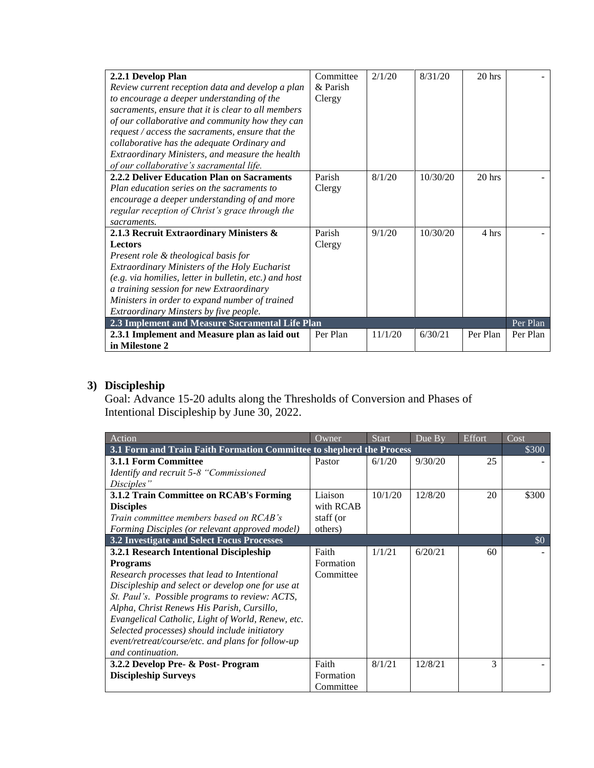| | | | | | |
|---|---|---|---|---|---|
| **2.2.1 Develop Plan**<br>*Review current reception data and develop a plan to encourage a deeper understanding of the sacraments, ensure that it is clear to all members of our collaborative and community how they can request / access the sacraments, ensure that the collaborative has the adequate Ordinary and Extraordinary Ministers, and measure the health of our collaborative's sacramental life.* | Committee & Parish Clergy | 2/1/20 | 8/31/20 | 20 hrs | - |
| **2.2.2 Deliver Education Plan on Sacraments**<br>*Plan education series on the sacraments to encourage a deeper understanding of and more regular reception of Christ's grace through the sacraments.* | Parish Clergy | 8/1/20 | 10/30/20 | 20 hrs | - |
| **2.1.3 Recruit Extraordinary Ministers & Lectors**<br>*Present role & theological basis for Extraordinary Ministers of the Holy Eucharist (e.g. via homilies, letter in bulletin, etc.) and host a training session for new Extraordinary Ministers in order to expand number of trained Extraordinary Minsters by five people.* | Parish Clergy | 9/1/20 | 10/30/20 | 4 hrs | - |
| **2.3 Implement and Measure Sacramental Life Plan** | | | | | Per Plan |
| **2.3.1 Implement and Measure plan as laid out in Milestone 2** | Per Plan | 11/1/20 | 6/30/21 | Per Plan | Per Plan |

## 3) Discipleship

Goal: Advance 15-20 adults along the Thresholds of Conversion and Phases of Intentional Discipleship by June 30, 2022.

| Action | Owner | Start | Due By | Effort | Cost |
|---|---|---|---|---|---|
| **3.1 Form and Train Faith Formation Committee to shepherd the Process** | | | | | $300 |
| **3.1.1 Form Committee**<br>*Identify and recruit 5-8 "Commissioned Disciples"* | Pastor | 6/1/20 | 9/30/20 | 25 | - |
| **3.1.2 Train Committee on RCAB's Forming Disciples**<br>*Train committee members based on RCAB's Forming Disciples (or relevant approved model)* | Liaison with RCAB staff (or others) | 10/1/20 | 12/8/20 | 20 | $300 |
| **3.2 Investigate and Select Focus Processes** | | | | | $0 |
| **3.2.1 Research Intentional Discipleship Programs**<br>*Research processes that lead to Intentional Discipleship and select or develop one for use at St. Paul's. Possible programs to review: ACTS, Alpha, Christ Renews His Parish, Cursillo, Evangelical Catholic, Light of World, Renew, etc. Selected processes) should include initiatory event/retreat/course/etc. and plans for follow-up and continuation.* | Faith Formation Committee | 1/1/21 | 6/20/21 | 60 | - |
| **3.2.2 Develop Pre- & Post- Program Discipleship Surveys** | Faith Formation Committee | 8/1/21 | 12/8/21 | 3 | - |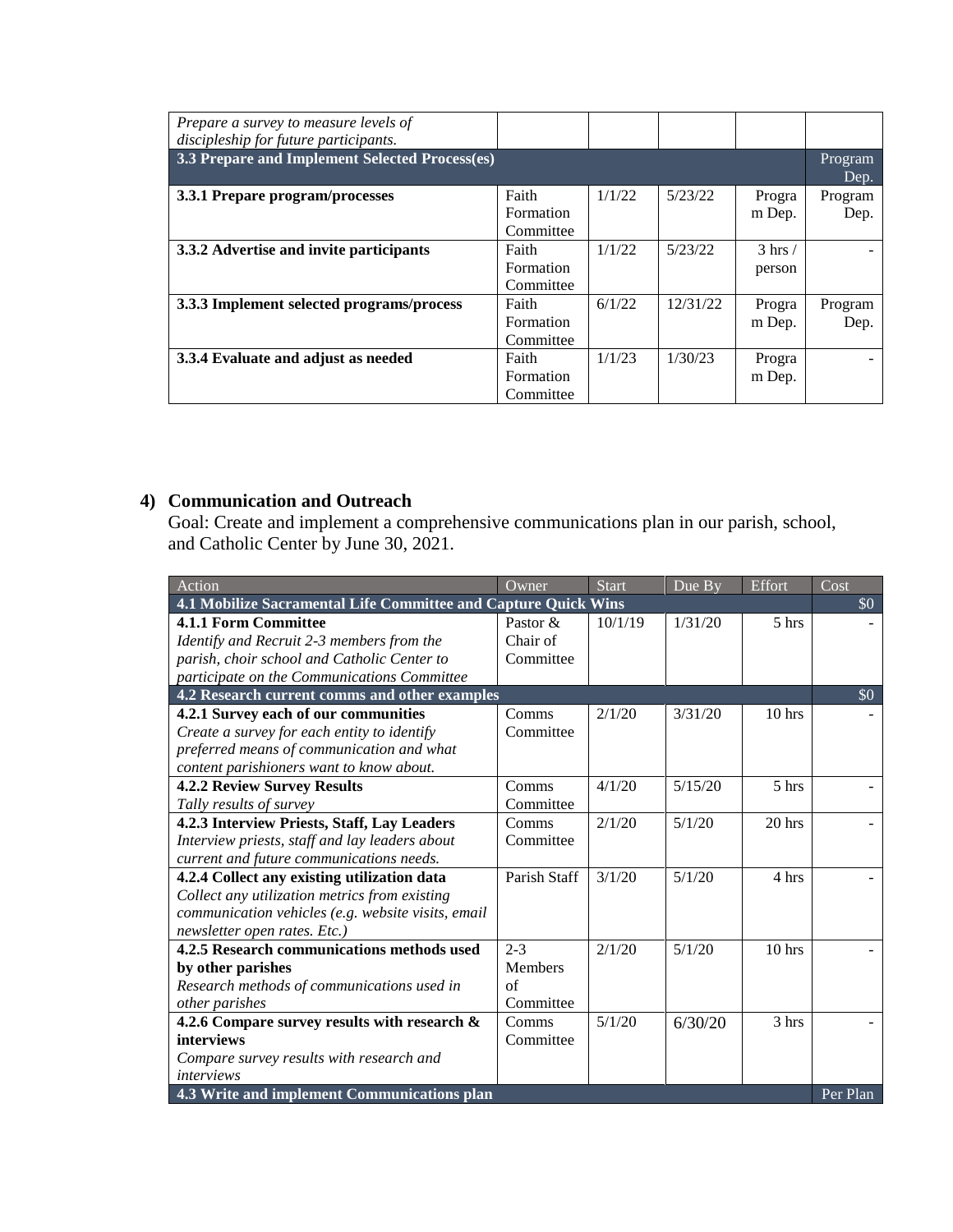| | | | | | |
|---|---|---|---|---|---|
| *Prepare a survey to measure levels of discipleship for future participants.* | | | | | |
| **3.3 Prepare and Implement Selected Process(es)** | | | | | Program Dep. |
| **3.3.1 Prepare program/processes** | Faith Formation Committee | 1/1/22 | 5/23/22 | Program Dep. | Program Dep. |
| **3.3.2 Advertise and invite participants** | Faith Formation Committee | 1/1/22 | 5/23/22 | 3 hrs / person | - |
| **3.3.3 Implement selected programs/process** | Faith Formation Committee | 6/1/22 | 12/31/22 | Program Dep. | Program Dep. |
| **3.3.4 Evaluate and adjust as needed** | Faith Formation Committee | 1/1/23 | 1/30/23 | Program Dep. | - |

## 4) Communication and Outreach

Goal: Create and implement a comprehensive communications plan in our parish, school, and Catholic Center by June 30, 2021.

| Action | Owner | Start | Due By | Effort | Cost |
|---|---|---|---|---|---|
| **4.1 Mobilize Sacramental Life Committee and Capture Quick Wins** | | | | | $0 |
| **4.1.1 Form Committee** *Identify and Recruit 2-3 members from the parish, choir school and Catholic Center to participate on the Communications Committee* | Pastor & Chair of Committee | 10/1/19 | 1/31/20 | 5 hrs | - |
| **4.2 Research current comms and other examples** | | | | | $0 |
| **4.2.1 Survey each of our communities** *Create a survey for each entity to identify preferred means of communication and what content parishioners want to know about.* | Comms Committee | 2/1/20 | 3/31/20 | 10 hrs | - |
| **4.2.2 Review Survey Results** *Tally results of survey* | Comms Committee | 4/1/20 | 5/15/20 | 5 hrs | - |
| **4.2.3 Interview Priests, Staff, Lay Leaders** *Interview priests, staff and lay leaders about current and future communications needs.* | Comms Committee | 2/1/20 | 5/1/20 | 20 hrs | - |
| **4.2.4 Collect any existing utilization data** *Collect any utilization metrics from existing communication vehicles (e.g. website visits, email newsletter open rates. Etc.)* | Parish Staff | 3/1/20 | 5/1/20 | 4 hrs | - |
| **4.2.5 Research communications methods used by other parishes** *Research methods of communications used in other parishes* | 2-3 Members of Committee | 2/1/20 | 5/1/20 | 10 hrs | - |
| **4.2.6 Compare survey results with research & interviews** *Compare survey results with research and interviews* | Comms Committee | 5/1/20 | 6/30/20 | 3 hrs | - |
| **4.3 Write and implement Communications plan** | | | | | Per Plan |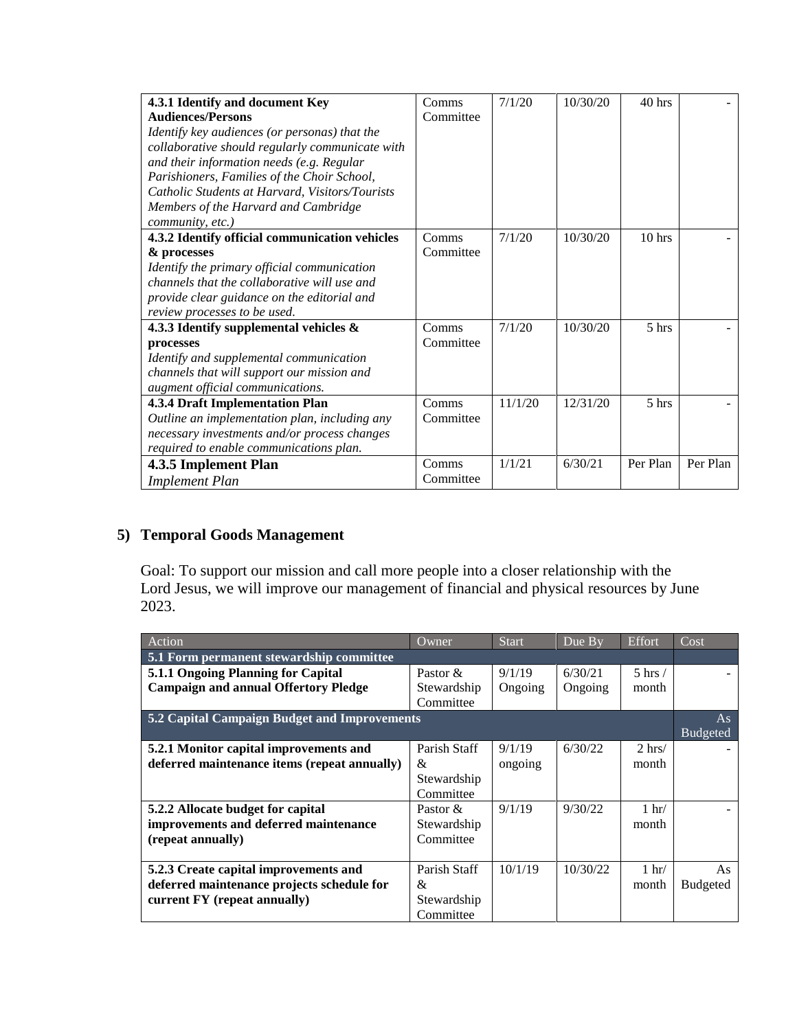| | | | | | |
|---|---|---|---|---|---|
| **4.3.1 Identify and document Key Audiences/Persons**<br>*Identify key audiences (or personas) that the collaborative should regularly communicate with and their information needs (e.g. Regular Parishioners, Families of the Choir School, Catholic Students at Harvard, Visitors/Tourists Members of the Harvard and Cambridge community, etc.)* | Comms Committee | 7/1/20 | 10/30/20 | 40 hrs | - |
| **4.3.2 Identify official communication vehicles & processes**<br>*Identify the primary official communication channels that the collaborative will use and provide clear guidance on the editorial and review processes to be used.* | Comms Committee | 7/1/20 | 10/30/20 | 10 hrs | - |
| **4.3.3 Identify supplemental vehicles & processes**<br>*Identify and supplemental communication channels that will support our mission and augment official communications.* | Comms Committee | 7/1/20 | 10/30/20 | 5 hrs | - |
| **4.3.4 Draft Implementation Plan**<br>*Outline an implementation plan, including any necessary investments and/or process changes required to enable communications plan.* | Comms Committee | 11/1/20 | 12/31/20 | 5 hrs | - |
| **4.3.5 Implement Plan**<br>*Implement Plan* | Comms Committee | 1/1/21 | 6/30/21 | Per Plan | Per Plan |

## 5) Temporal Goods Management

Goal: To support our mission and call more people into a closer relationship with the Lord Jesus, we will improve our management of financial and physical resources by June 2023.

| Action | Owner | Start | Due By | Effort | Cost |
|---|---|---|---|---|---|
| **5.1 Form permanent stewardship committee** | | | | | |
| **5.1.1 Ongoing Planning for Capital Campaign and annual Offertory Pledge** | Pastor & Stewardship Committee | 9/1/19 Ongoing | 6/30/21 Ongoing | 5 hrs / month | - |
| **5.2 Capital Campaign Budget and Improvements** | | | | | As Budgeted |
| **5.2.1 Monitor capital improvements and deferred maintenance items (repeat annually)** | Parish Staff & Stewardship Committee | 9/1/19 ongoing | 6/30/22 | 2 hrs/ month | - |
| **5.2.2 Allocate budget for capital improvements and deferred maintenance (repeat annually)** | Pastor & Stewardship Committee | 9/1/19 | 9/30/22 | 1 hr/ month | - |
| **5.2.3 Create capital improvements and deferred maintenance projects schedule for current FY (repeat annually)** | Parish Staff & Stewardship Committee | 10/1/19 | 10/30/22 | 1 hr/ month | As Budgeted |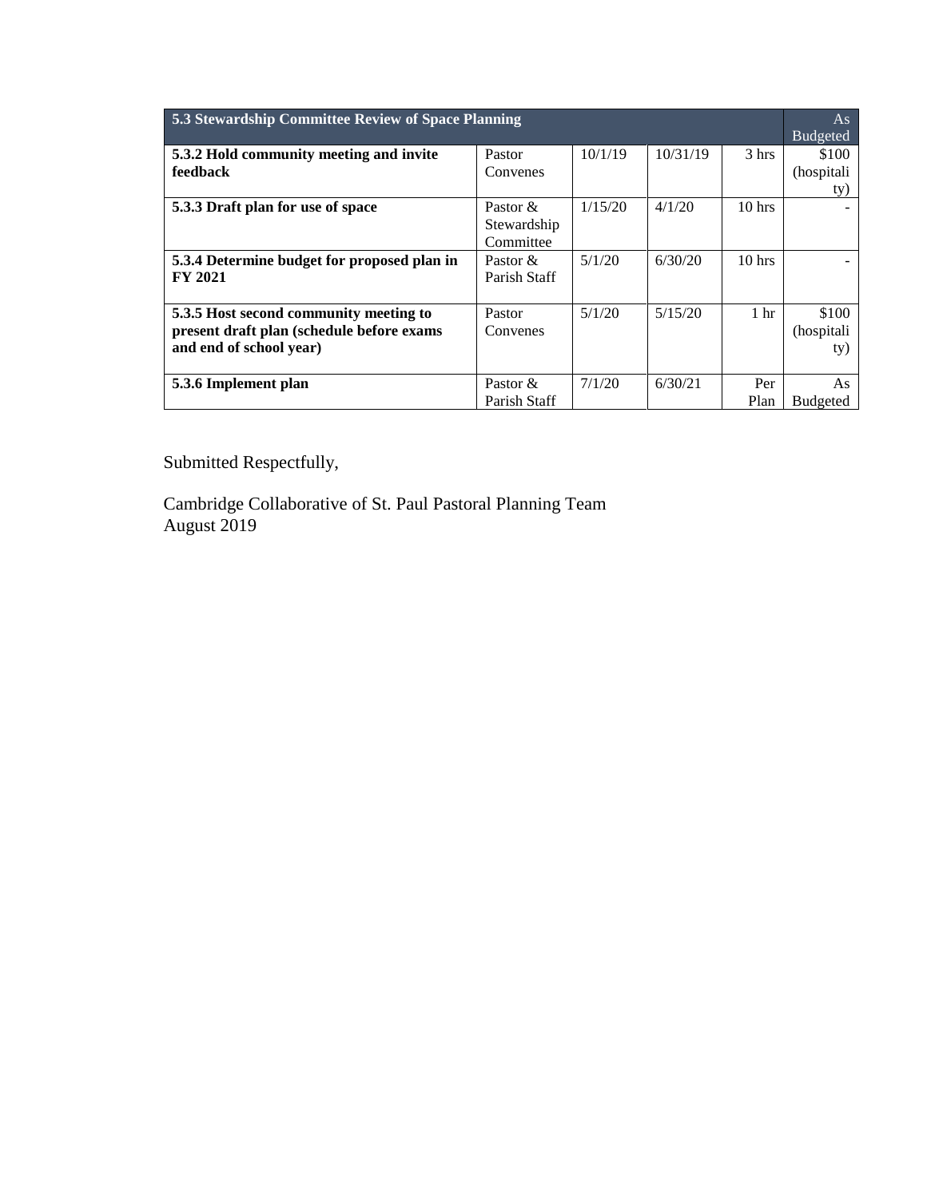| 5.3 Stewardship Committee Review of Space Planning | | | | | As Budgeted |
|---|---|---|---|---|---|
| **5.3.2 Hold community meeting and invite feedback** | Pastor Convenes | 10/1/19 | 10/31/19 | 3 hrs | $100 (hospitality) |
| **5.3.3 Draft plan for use of space** | Pastor & Stewardship Committee | 1/15/20 | 4/1/20 | 10 hrs | - |
| **5.3.4 Determine budget for proposed plan in FY 2021** | Pastor & Parish Staff | 5/1/20 | 6/30/20 | 10 hrs | - |
| **5.3.5 Host second community meeting to present draft plan (schedule before exams and end of school year)** | Pastor Convenes | 5/1/20 | 5/15/20 | 1 hr | $100 (hospitality) |
| **5.3.6 Implement plan** | Pastor & Parish Staff | 7/1/20 | 6/30/21 | Per Plan | As Budgeted |

Submitted Respectfully,

Cambridge Collaborative of St. Paul Pastoral Planning Team
August 2019